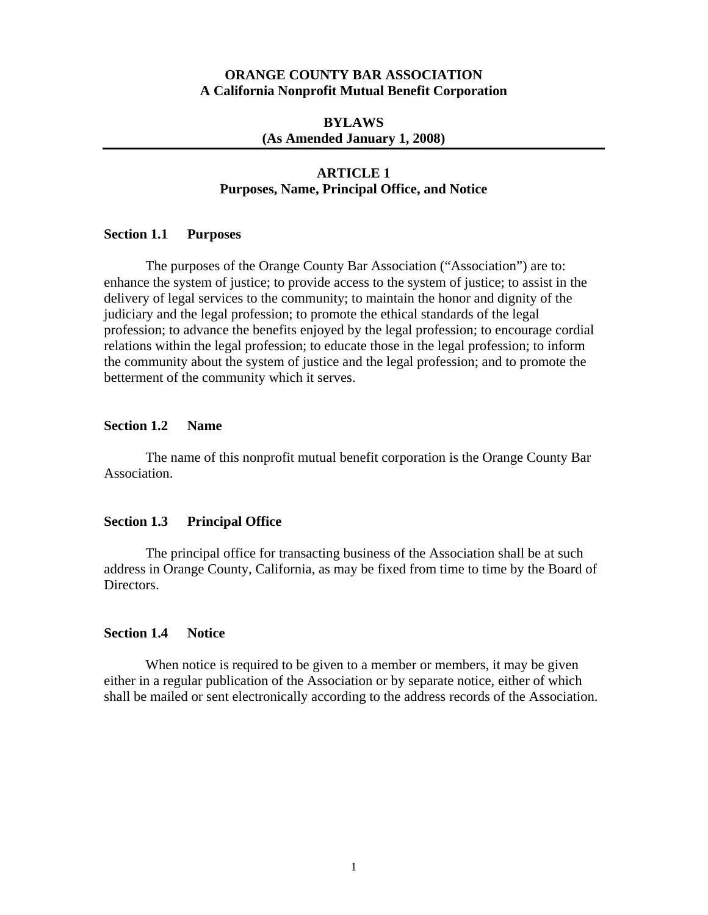# ORANGE COUNTY BAR ASSOCIATION
## A California Nonprofit Mutual Benefit Corporation

## BYLAWS
**(As Amended January 1, 2008)**

---

## ARTICLE 1
## Purposes, Name, Principal Office, and Notice

### Section 1.1 Purposes

The purposes of the Orange County Bar Association ("Association") are to: enhance the system of justice; to provide access to the system of justice; to assist in the delivery of legal services to the community; to maintain the honor and dignity of the judiciary and the legal profession; to promote the ethical standards of the legal profession; to advance the benefits enjoyed by the legal profession; to encourage cordial relations within the legal profession; to educate those in the legal profession; to inform the community about the system of justice and the legal profession; and to promote the betterment of the community which it serves.

### Section 1.2 Name

The name of this nonprofit mutual benefit corporation is the Orange County Bar Association.

### Section 1.3 Principal Office

The principal office for transacting business of the Association shall be at such address in Orange County, California, as may be fixed from time to time by the Board of Directors.

### Section 1.4 Notice

When notice is required to be given to a member or members, it may be given either in a regular publication of the Association or by separate notice, either of which shall be mailed or sent electronically according to the address records of the Association.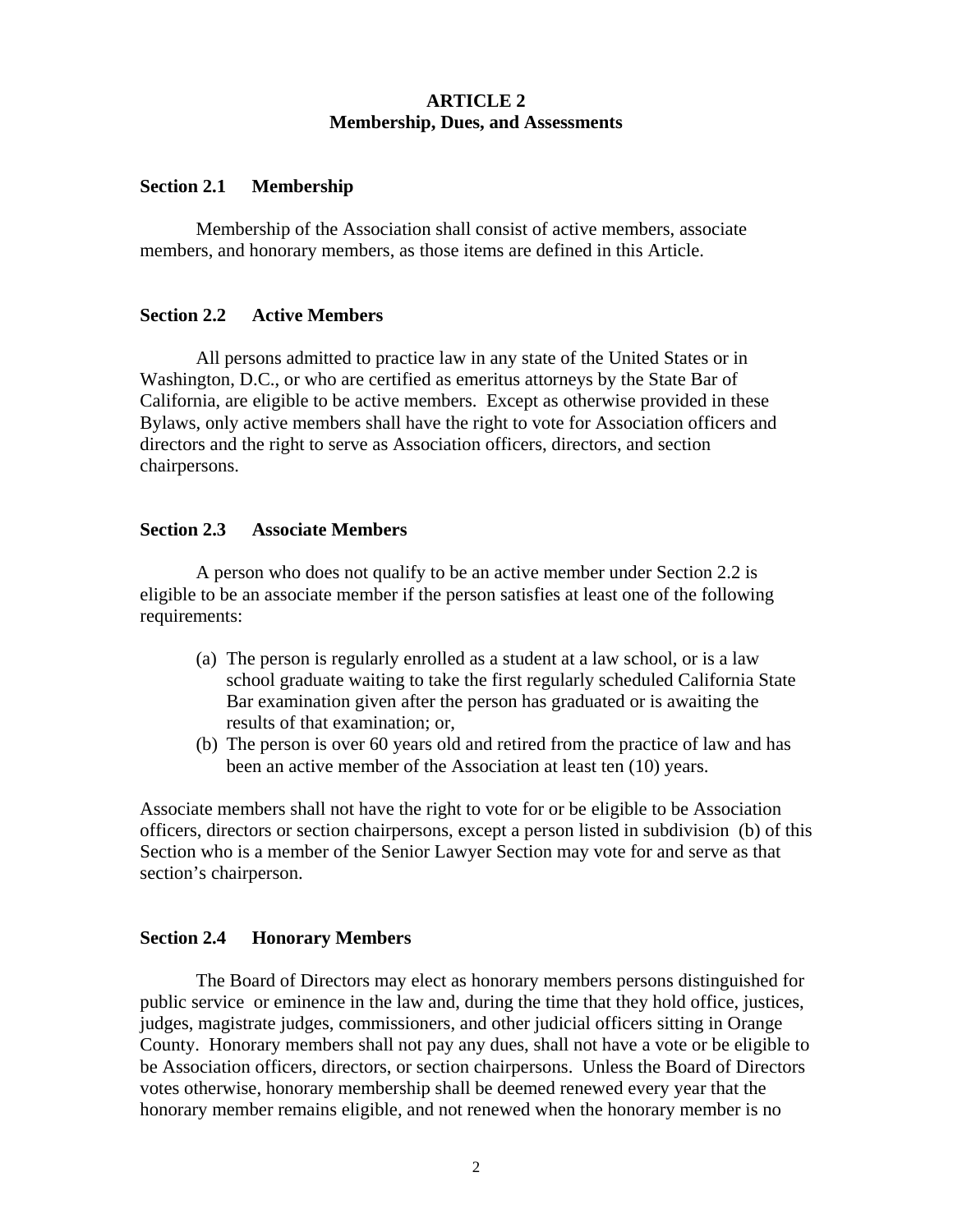# ARTICLE 2
## Membership, Dues, and Assessments

### Section 2.1 Membership

Membership of the Association shall consist of active members, associate members, and honorary members, as those items are defined in this Article.

### Section 2.2 Active Members

All persons admitted to practice law in any state of the United States or in Washington, D.C., or who are certified as emeritus attorneys by the State Bar of California, are eligible to be active members. Except as otherwise provided in these Bylaws, only active members shall have the right to vote for Association officers and directors and the right to serve as Association officers, directors, and section chairpersons.

### Section 2.3 Associate Members

A person who does not qualify to be an active member under Section 2.2 is eligible to be an associate member if the person satisfies at least one of the following requirements:

(a) The person is regularly enrolled as a student at a law school, or is a law school graduate waiting to take the first regularly scheduled California State Bar examination given after the person has graduated or is awaiting the results of that examination; or,

(b) The person is over 60 years old and retired from the practice of law and has been an active member of the Association at least ten (10) years.

Associate members shall not have the right to vote for or be eligible to be Association officers, directors or section chairpersons, except a person listed in subdivision (b) of this Section who is a member of the Senior Lawyer Section may vote for and serve as that section's chairperson.

### Section 2.4 Honorary Members

The Board of Directors may elect as honorary members persons distinguished for public service or eminence in the law and, during the time that they hold office, justices, judges, magistrate judges, commissioners, and other judicial officers sitting in Orange County. Honorary members shall not pay any dues, shall not have a vote or be eligible to be Association officers, directors, or section chairpersons. Unless the Board of Directors votes otherwise, honorary membership shall be deemed renewed every year that the honorary member remains eligible, and not renewed when the honorary member is no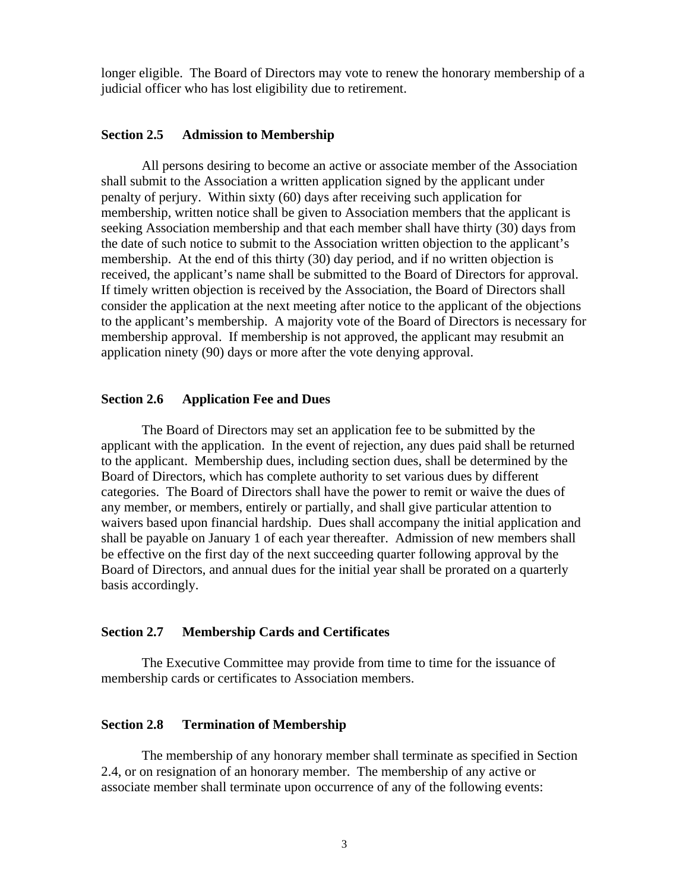longer eligible. The Board of Directors may vote to renew the honorary membership of a judicial officer who has lost eligibility due to retirement.

### Section 2.5 Admission to Membership

All persons desiring to become an active or associate member of the Association shall submit to the Association a written application signed by the applicant under penalty of perjury. Within sixty (60) days after receiving such application for membership, written notice shall be given to Association members that the applicant is seeking Association membership and that each member shall have thirty (30) days from the date of such notice to submit to the Association written objection to the applicant's membership. At the end of this thirty (30) day period, and if no written objection is received, the applicant's name shall be submitted to the Board of Directors for approval. If timely written objection is received by the Association, the Board of Directors shall consider the application at the next meeting after notice to the applicant of the objections to the applicant's membership. A majority vote of the Board of Directors is necessary for membership approval. If membership is not approved, the applicant may resubmit an application ninety (90) days or more after the vote denying approval.

### Section 2.6 Application Fee and Dues

The Board of Directors may set an application fee to be submitted by the applicant with the application. In the event of rejection, any dues paid shall be returned to the applicant. Membership dues, including section dues, shall be determined by the Board of Directors, which has complete authority to set various dues by different categories. The Board of Directors shall have the power to remit or waive the dues of any member, or members, entirely or partially, and shall give particular attention to waivers based upon financial hardship. Dues shall accompany the initial application and shall be payable on January 1 of each year thereafter. Admission of new members shall be effective on the first day of the next succeeding quarter following approval by the Board of Directors, and annual dues for the initial year shall be prorated on a quarterly basis accordingly.

### Section 2.7 Membership Cards and Certificates

The Executive Committee may provide from time to time for the issuance of membership cards or certificates to Association members.

### Section 2.8 Termination of Membership

The membership of any honorary member shall terminate as specified in Section 2.4, or on resignation of an honorary member. The membership of any active or associate member shall terminate upon occurrence of any of the following events: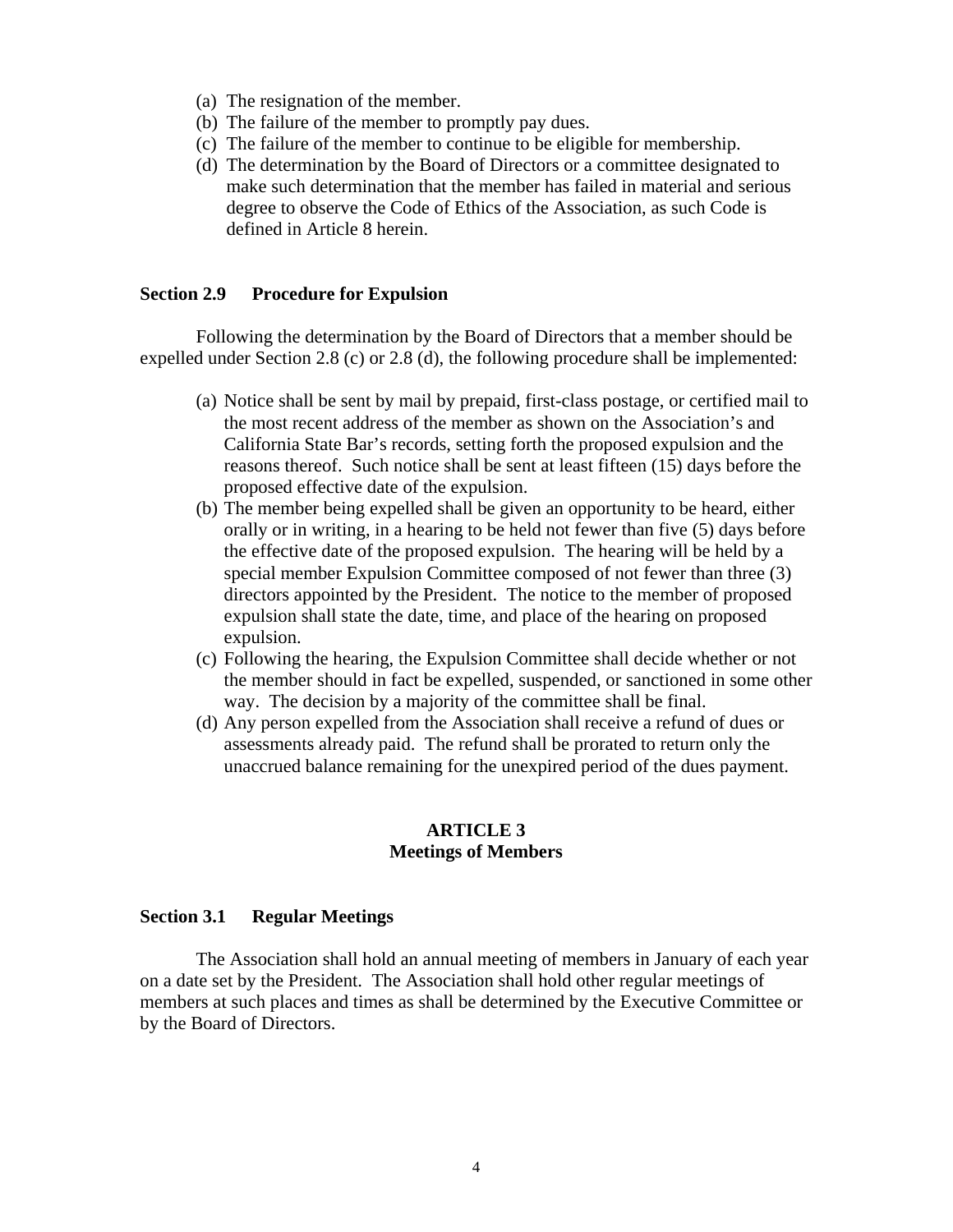(a) The resignation of the member.
(b) The failure of the member to promptly pay dues.
(c) The failure of the member to continue to be eligible for membership.
(d) The determination by the Board of Directors or a committee designated to make such determination that the member has failed in material and serious degree to observe the Code of Ethics of the Association, as such Code is defined in Article 8 herein.

### Section 2.9 Procedure for Expulsion

Following the determination by the Board of Directors that a member should be expelled under Section 2.8 (c) or 2.8 (d), the following procedure shall be implemented:

(a) Notice shall be sent by mail by prepaid, first-class postage, or certified mail to the most recent address of the member as shown on the Association's and California State Bar's records, setting forth the proposed expulsion and the reasons thereof. Such notice shall be sent at least fifteen (15) days before the proposed effective date of the expulsion.
(b) The member being expelled shall be given an opportunity to be heard, either orally or in writing, in a hearing to be held not fewer than five (5) days before the effective date of the proposed expulsion. The hearing will be held by a special member Expulsion Committee composed of not fewer than three (3) directors appointed by the President. The notice to the member of proposed expulsion shall state the date, time, and place of the hearing on proposed expulsion.
(c) Following the hearing, the Expulsion Committee shall decide whether or not the member should in fact be expelled, suspended, or sanctioned in some other way. The decision by a majority of the committee shall be final.
(d) Any person expelled from the Association shall receive a refund of dues or assessments already paid. The refund shall be prorated to return only the unaccrued balance remaining for the unexpired period of the dues payment.

## ARTICLE 3
## Meetings of Members

### Section 3.1 Regular Meetings

The Association shall hold an annual meeting of members in January of each year on a date set by the President. The Association shall hold other regular meetings of members at such places and times as shall be determined by the Executive Committee or by the Board of Directors.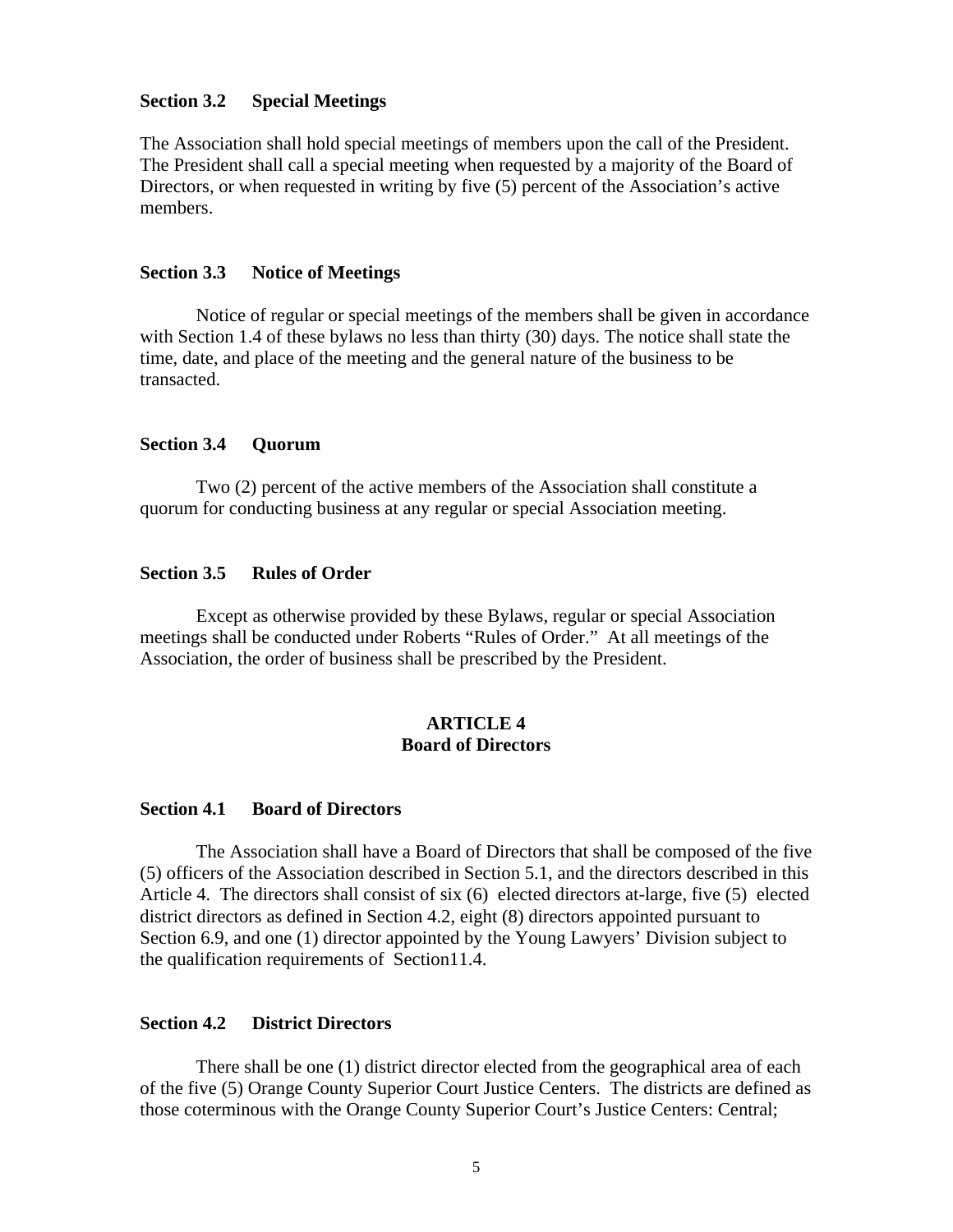### Section 3.2 Special Meetings

The Association shall hold special meetings of members upon the call of the President. The President shall call a special meeting when requested by a majority of the Board of Directors, or when requested in writing by five (5) percent of the Association's active members.

### Section 3.3 Notice of Meetings

Notice of regular or special meetings of the members shall be given in accordance with Section 1.4 of these bylaws no less than thirty (30) days. The notice shall state the time, date, and place of the meeting and the general nature of the business to be transacted.

### Section 3.4 Quorum

Two (2) percent of the active members of the Association shall constitute a quorum for conducting business at any regular or special Association meeting.

### Section 3.5 Rules of Order

Except as otherwise provided by these Bylaws, regular or special Association meetings shall be conducted under Roberts "Rules of Order." At all meetings of the Association, the order of business shall be prescribed by the President.

## ARTICLE 4
## Board of Directors

### Section 4.1 Board of Directors

The Association shall have a Board of Directors that shall be composed of the five (5) officers of the Association described in Section 5.1, and the directors described in this Article 4. The directors shall consist of six (6) elected directors at-large, five (5) elected district directors as defined in Section 4.2, eight (8) directors appointed pursuant to Section 6.9, and one (1) director appointed by the Young Lawyers' Division subject to the qualification requirements of Section11.4.

### Section 4.2 District Directors

There shall be one (1) district director elected from the geographical area of each of the five (5) Orange County Superior Court Justice Centers. The districts are defined as those coterminous with the Orange County Superior Court's Justice Centers: Central;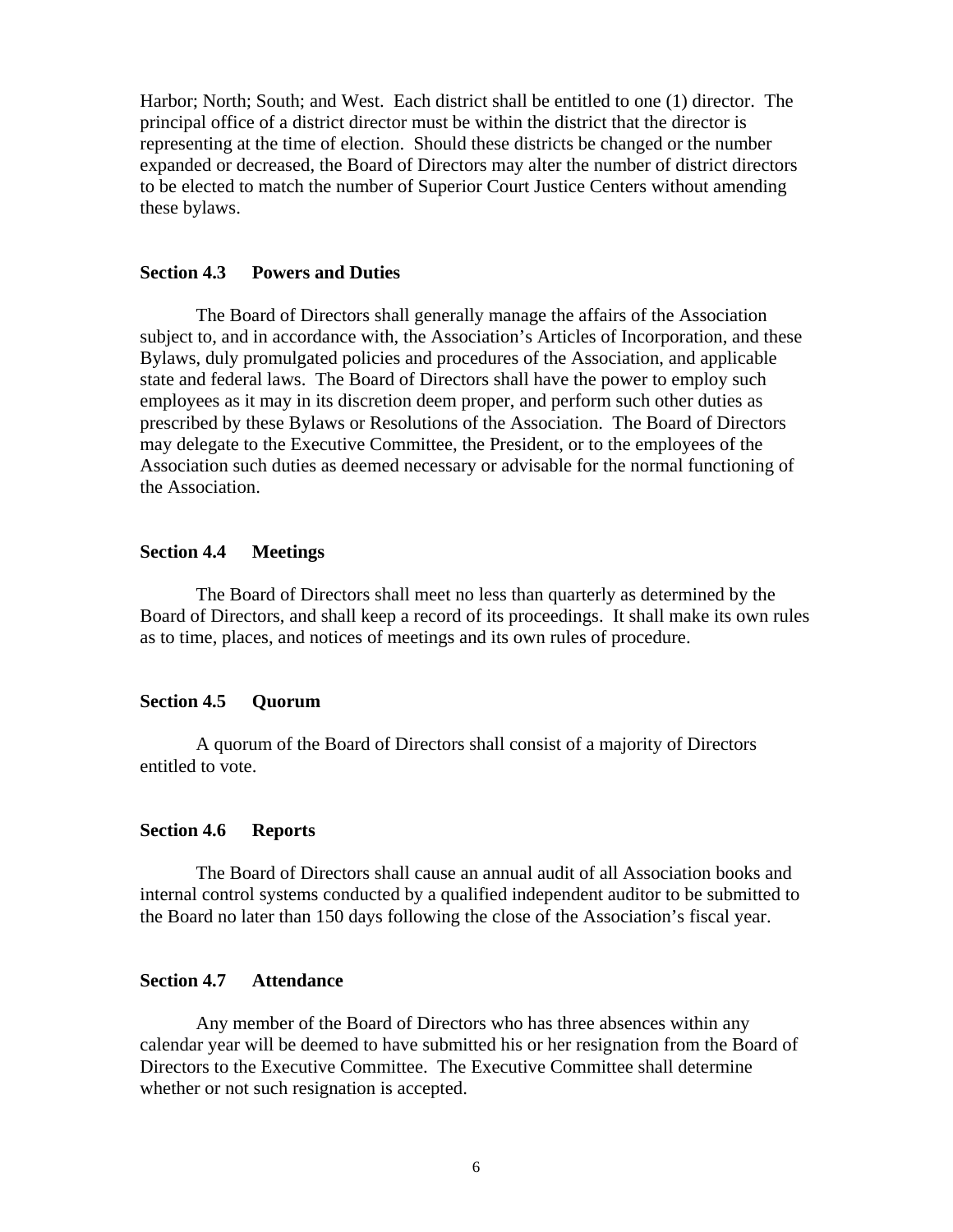Harbor; North; South; and West. Each district shall be entitled to one (1) director. The principal office of a district director must be within the district that the director is representing at the time of election. Should these districts be changed or the number expanded or decreased, the Board of Directors may alter the number of district directors to be elected to match the number of Superior Court Justice Centers without amending these bylaws.

**Section 4.3 Powers and Duties**

The Board of Directors shall generally manage the affairs of the Association subject to, and in accordance with, the Association's Articles of Incorporation, and these Bylaws, duly promulgated policies and procedures of the Association, and applicable state and federal laws. The Board of Directors shall have the power to employ such employees as it may in its discretion deem proper, and perform such other duties as prescribed by these Bylaws or Resolutions of the Association. The Board of Directors may delegate to the Executive Committee, the President, or to the employees of the Association such duties as deemed necessary or advisable for the normal functioning of the Association.

**Section 4.4 Meetings**

The Board of Directors shall meet no less than quarterly as determined by the Board of Directors, and shall keep a record of its proceedings. It shall make its own rules as to time, places, and notices of meetings and its own rules of procedure.

**Section 4.5 Quorum**

A quorum of the Board of Directors shall consist of a majority of Directors entitled to vote.

**Section 4.6 Reports**

The Board of Directors shall cause an annual audit of all Association books and internal control systems conducted by a qualified independent auditor to be submitted to the Board no later than 150 days following the close of the Association's fiscal year.

**Section 4.7 Attendance**

Any member of the Board of Directors who has three absences within any calendar year will be deemed to have submitted his or her resignation from the Board of Directors to the Executive Committee. The Executive Committee shall determine whether or not such resignation is accepted.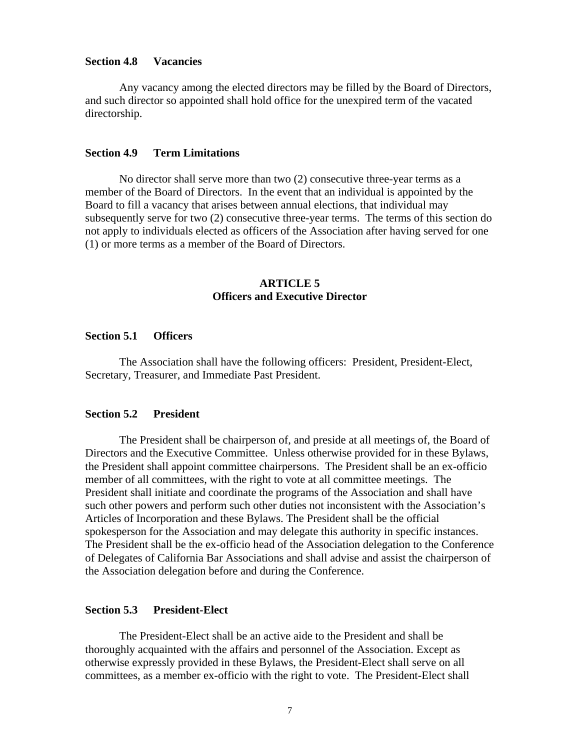### Section 4.8 Vacancies

Any vacancy among the elected directors may be filled by the Board of Directors, and such director so appointed shall hold office for the unexpired term of the vacated directorship.

### Section 4.9 Term Limitations

No director shall serve more than two (2) consecutive three-year terms as a member of the Board of Directors. In the event that an individual is appointed by the Board to fill a vacancy that arises between annual elections, that individual may subsequently serve for two (2) consecutive three-year terms. The terms of this section do not apply to individuals elected as officers of the Association after having served for one (1) or more terms as a member of the Board of Directors.

## ARTICLE 5
## Officers and Executive Director

### Section 5.1 Officers

The Association shall have the following officers: President, President-Elect, Secretary, Treasurer, and Immediate Past President.

### Section 5.2 President

The President shall be chairperson of, and preside at all meetings of, the Board of Directors and the Executive Committee. Unless otherwise provided for in these Bylaws, the President shall appoint committee chairpersons. The President shall be an ex-officio member of all committees, with the right to vote at all committee meetings. The President shall initiate and coordinate the programs of the Association and shall have such other powers and perform such other duties not inconsistent with the Association's Articles of Incorporation and these Bylaws. The President shall be the official spokesperson for the Association and may delegate this authority in specific instances. The President shall be the ex-officio head of the Association delegation to the Conference of Delegates of California Bar Associations and shall advise and assist the chairperson of the Association delegation before and during the Conference.

### Section 5.3 President-Elect

The President-Elect shall be an active aide to the President and shall be thoroughly acquainted with the affairs and personnel of the Association. Except as otherwise expressly provided in these Bylaws, the President-Elect shall serve on all committees, as a member ex-officio with the right to vote. The President-Elect shall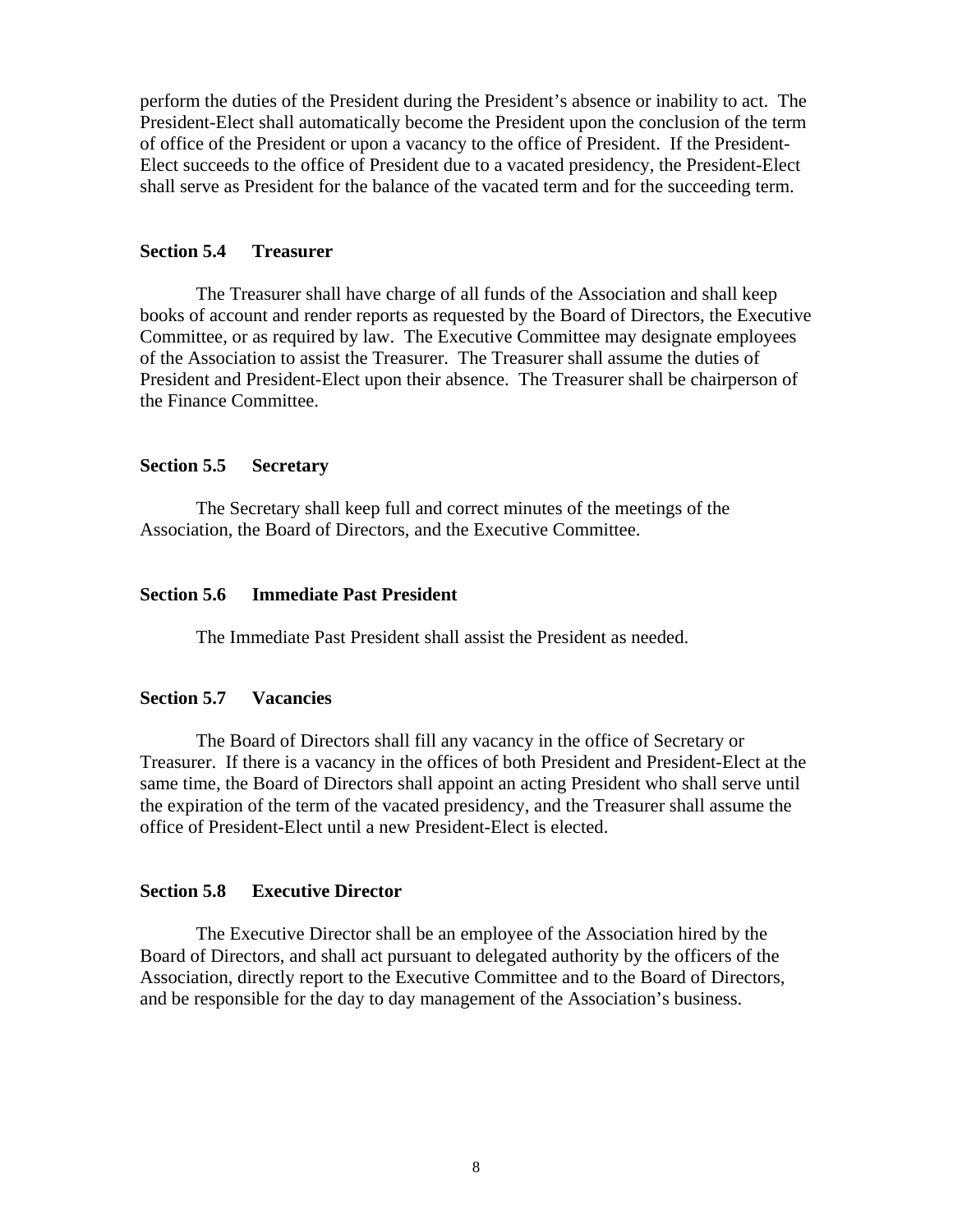perform the duties of the President during the President's absence or inability to act. The President-Elect shall automatically become the President upon the conclusion of the term of office of the President or upon a vacancy to the office of President. If the President-Elect succeeds to the office of President due to a vacated presidency, the President-Elect shall serve as President for the balance of the vacated term and for the succeeding term.

**Section 5.4 Treasurer**

The Treasurer shall have charge of all funds of the Association and shall keep books of account and render reports as requested by the Board of Directors, the Executive Committee, or as required by law. The Executive Committee may designate employees of the Association to assist the Treasurer. The Treasurer shall assume the duties of President and President-Elect upon their absence. The Treasurer shall be chairperson of the Finance Committee.

**Section 5.5 Secretary**

The Secretary shall keep full and correct minutes of the meetings of the Association, the Board of Directors, and the Executive Committee.

**Section 5.6 Immediate Past President**

The Immediate Past President shall assist the President as needed.

**Section 5.7 Vacancies**

The Board of Directors shall fill any vacancy in the office of Secretary or Treasurer. If there is a vacancy in the offices of both President and President-Elect at the same time, the Board of Directors shall appoint an acting President who shall serve until the expiration of the term of the vacated presidency, and the Treasurer shall assume the office of President-Elect until a new President-Elect is elected.

**Section 5.8 Executive Director**

The Executive Director shall be an employee of the Association hired by the Board of Directors, and shall act pursuant to delegated authority by the officers of the Association, directly report to the Executive Committee and to the Board of Directors, and be responsible for the day to day management of the Association's business.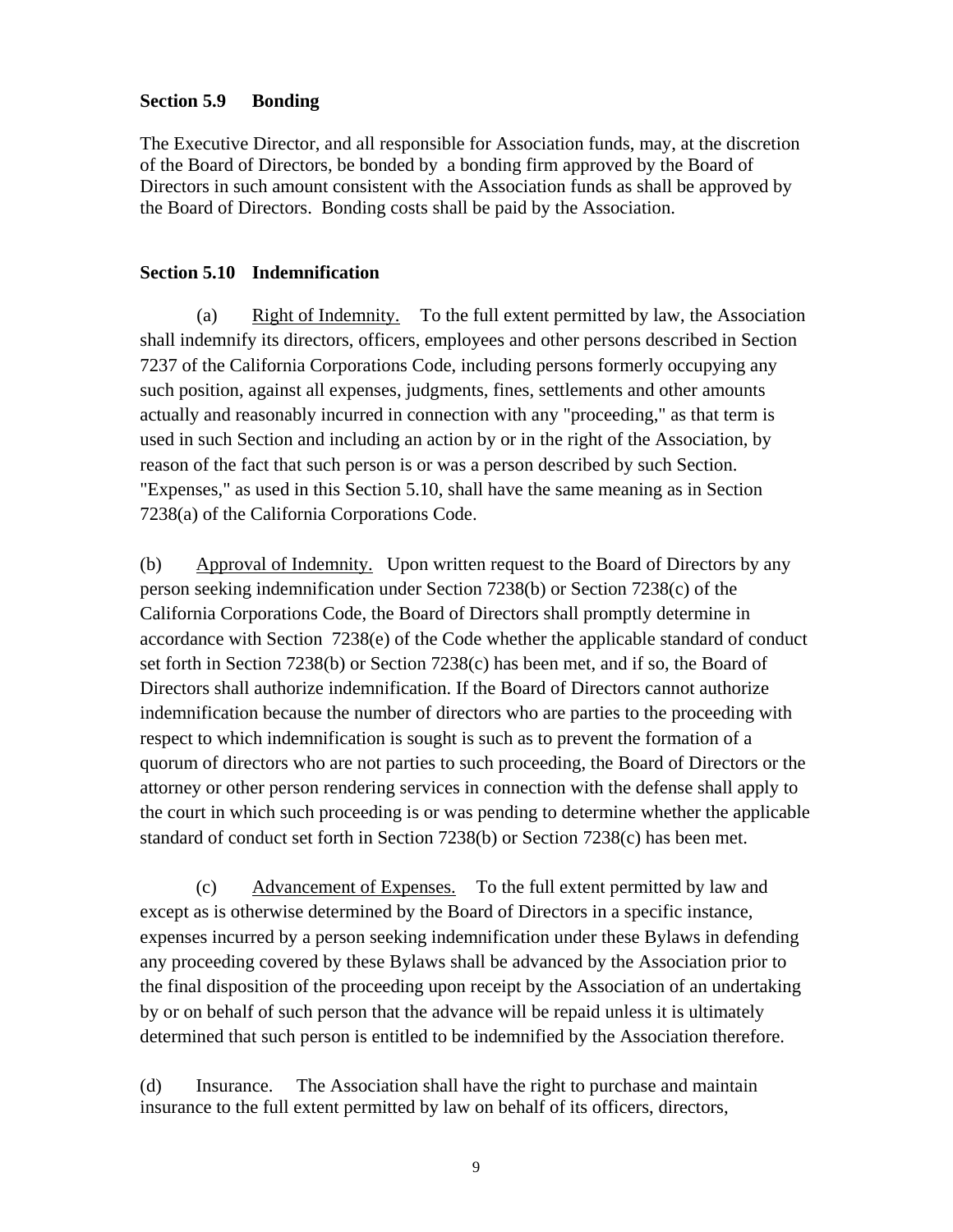### Section 5.9 Bonding

The Executive Director, and all responsible for Association funds, may, at the discretion of the Board of Directors, be bonded by a bonding firm approved by the Board of Directors in such amount consistent with the Association funds as shall be approved by the Board of Directors. Bonding costs shall be paid by the Association.

### Section 5.10 Indemnification

(a) Right of Indemnity. To the full extent permitted by law, the Association shall indemnify its directors, officers, employees and other persons described in Section 7237 of the California Corporations Code, including persons formerly occupying any such position, against all expenses, judgments, fines, settlements and other amounts actually and reasonably incurred in connection with any "proceeding," as that term is used in such Section and including an action by or in the right of the Association, by reason of the fact that such person is or was a person described by such Section. "Expenses," as used in this Section 5.10, shall have the same meaning as in Section 7238(a) of the California Corporations Code.

(b) Approval of Indemnity. Upon written request to the Board of Directors by any person seeking indemnification under Section 7238(b) or Section 7238(c) of the California Corporations Code, the Board of Directors shall promptly determine in accordance with Section 7238(e) of the Code whether the applicable standard of conduct set forth in Section 7238(b) or Section 7238(c) has been met, and if so, the Board of Directors shall authorize indemnification. If the Board of Directors cannot authorize indemnification because the number of directors who are parties to the proceeding with respect to which indemnification is sought is such as to prevent the formation of a quorum of directors who are not parties to such proceeding, the Board of Directors or the attorney or other person rendering services in connection with the defense shall apply to the court in which such proceeding is or was pending to determine whether the applicable standard of conduct set forth in Section 7238(b) or Section 7238(c) has been met.

(c) Advancement of Expenses. To the full extent permitted by law and except as is otherwise determined by the Board of Directors in a specific instance, expenses incurred by a person seeking indemnification under these Bylaws in defending any proceeding covered by these Bylaws shall be advanced by the Association prior to the final disposition of the proceeding upon receipt by the Association of an undertaking by or on behalf of such person that the advance will be repaid unless it is ultimately determined that such person is entitled to be indemnified by the Association therefore.

(d) Insurance. The Association shall have the right to purchase and maintain insurance to the full extent permitted by law on behalf of its officers, directors,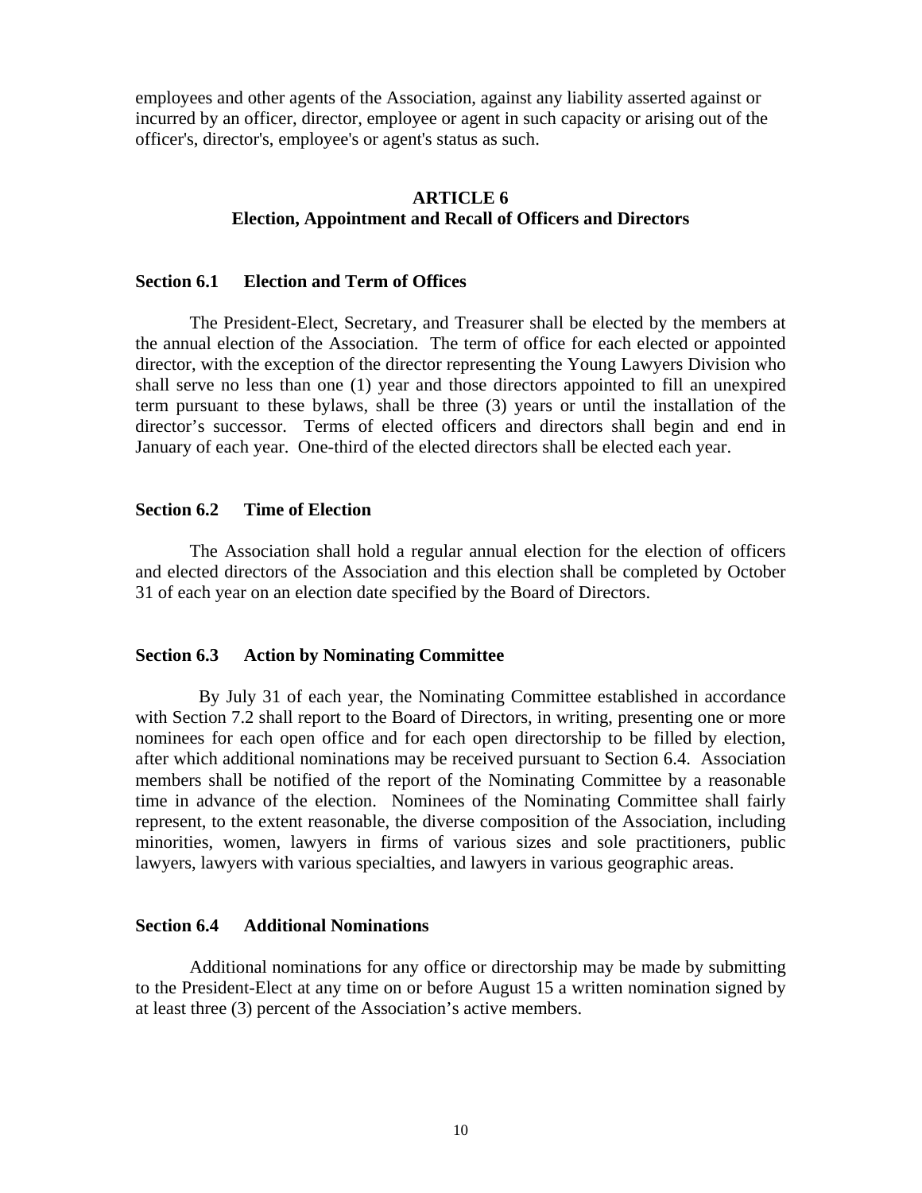employees and other agents of the Association, against any liability asserted against or incurred by an officer, director, employee or agent in such capacity or arising out of the officer's, director's, employee's or agent's status as such.

## ARTICLE 6
## Election, Appointment and Recall of Officers and Directors

### Section 6.1 Election and Term of Offices

The President-Elect, Secretary, and Treasurer shall be elected by the members at the annual election of the Association. The term of office for each elected or appointed director, with the exception of the director representing the Young Lawyers Division who shall serve no less than one (1) year and those directors appointed to fill an unexpired term pursuant to these bylaws, shall be three (3) years or until the installation of the director's successor. Terms of elected officers and directors shall begin and end in January of each year. One-third of the elected directors shall be elected each year.

### Section 6.2 Time of Election

The Association shall hold a regular annual election for the election of officers and elected directors of the Association and this election shall be completed by October 31 of each year on an election date specified by the Board of Directors.

### Section 6.3 Action by Nominating Committee

By July 31 of each year, the Nominating Committee established in accordance with Section 7.2 shall report to the Board of Directors, in writing, presenting one or more nominees for each open office and for each open directorship to be filled by election, after which additional nominations may be received pursuant to Section 6.4. Association members shall be notified of the report of the Nominating Committee by a reasonable time in advance of the election. Nominees of the Nominating Committee shall fairly represent, to the extent reasonable, the diverse composition of the Association, including minorities, women, lawyers in firms of various sizes and sole practitioners, public lawyers, lawyers with various specialties, and lawyers in various geographic areas.

### Section 6.4 Additional Nominations

Additional nominations for any office or directorship may be made by submitting to the President-Elect at any time on or before August 15 a written nomination signed by at least three (3) percent of the Association's active members.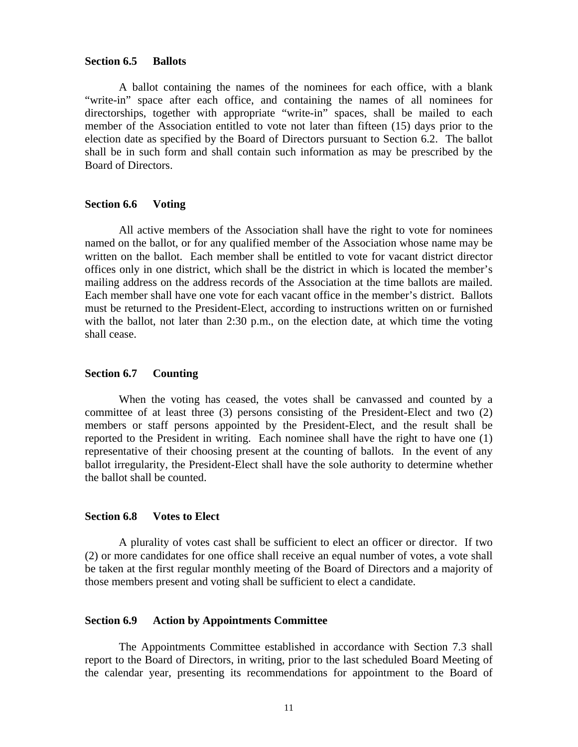### Section 6.5 Ballots

A ballot containing the names of the nominees for each office, with a blank "write-in" space after each office, and containing the names of all nominees for directorships, together with appropriate "write-in" spaces, shall be mailed to each member of the Association entitled to vote not later than fifteen (15) days prior to the election date as specified by the Board of Directors pursuant to Section 6.2. The ballot shall be in such form and shall contain such information as may be prescribed by the Board of Directors.

### Section 6.6 Voting

All active members of the Association shall have the right to vote for nominees named on the ballot, or for any qualified member of the Association whose name may be written on the ballot. Each member shall be entitled to vote for vacant district director offices only in one district, which shall be the district in which is located the member's mailing address on the address records of the Association at the time ballots are mailed. Each member shall have one vote for each vacant office in the member's district. Ballots must be returned to the President-Elect, according to instructions written on or furnished with the ballot, not later than 2:30 p.m., on the election date, at which time the voting shall cease.

### Section 6.7 Counting

When the voting has ceased, the votes shall be canvassed and counted by a committee of at least three (3) persons consisting of the President-Elect and two (2) members or staff persons appointed by the President-Elect, and the result shall be reported to the President in writing. Each nominee shall have the right to have one (1) representative of their choosing present at the counting of ballots. In the event of any ballot irregularity, the President-Elect shall have the sole authority to determine whether the ballot shall be counted.

### Section 6.8 Votes to Elect

A plurality of votes cast shall be sufficient to elect an officer or director. If two (2) or more candidates for one office shall receive an equal number of votes, a vote shall be taken at the first regular monthly meeting of the Board of Directors and a majority of those members present and voting shall be sufficient to elect a candidate.

### Section 6.9 Action by Appointments Committee

The Appointments Committee established in accordance with Section 7.3 shall report to the Board of Directors, in writing, prior to the last scheduled Board Meeting of the calendar year, presenting its recommendations for appointment to the Board of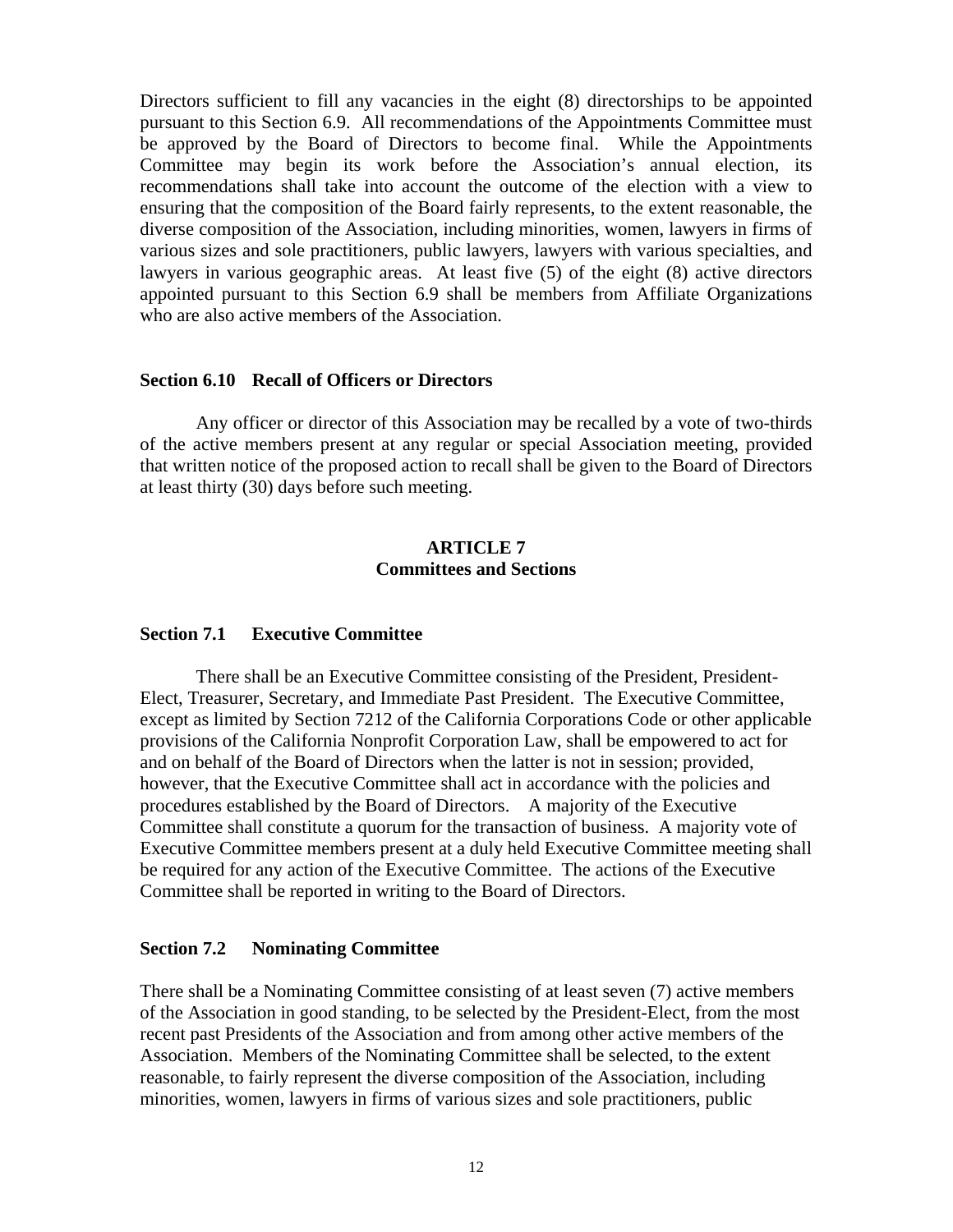Directors sufficient to fill any vacancies in the eight (8) directorships to be appointed pursuant to this Section 6.9. All recommendations of the Appointments Committee must be approved by the Board of Directors to become final. While the Appointments Committee may begin its work before the Association's annual election, its recommendations shall take into account the outcome of the election with a view to ensuring that the composition of the Board fairly represents, to the extent reasonable, the diverse composition of the Association, including minorities, women, lawyers in firms of various sizes and sole practitioners, public lawyers, lawyers with various specialties, and lawyers in various geographic areas. At least five (5) of the eight (8) active directors appointed pursuant to this Section 6.9 shall be members from Affiliate Organizations who are also active members of the Association.

### Section 6.10 Recall of Officers or Directors

Any officer or director of this Association may be recalled by a vote of two-thirds of the active members present at any regular or special Association meeting, provided that written notice of the proposed action to recall shall be given to the Board of Directors at least thirty (30) days before such meeting.

## ARTICLE 7
## Committees and Sections

### Section 7.1 Executive Committee

There shall be an Executive Committee consisting of the President, President-Elect, Treasurer, Secretary, and Immediate Past President. The Executive Committee, except as limited by Section 7212 of the California Corporations Code or other applicable provisions of the California Nonprofit Corporation Law, shall be empowered to act for and on behalf of the Board of Directors when the latter is not in session; provided, however, that the Executive Committee shall act in accordance with the policies and procedures established by the Board of Directors. A majority of the Executive Committee shall constitute a quorum for the transaction of business. A majority vote of Executive Committee members present at a duly held Executive Committee meeting shall be required for any action of the Executive Committee. The actions of the Executive Committee shall be reported in writing to the Board of Directors.

### Section 7.2 Nominating Committee

There shall be a Nominating Committee consisting of at least seven (7) active members of the Association in good standing, to be selected by the President-Elect, from the most recent past Presidents of the Association and from among other active members of the Association. Members of the Nominating Committee shall be selected, to the extent reasonable, to fairly represent the diverse composition of the Association, including minorities, women, lawyers in firms of various sizes and sole practitioners, public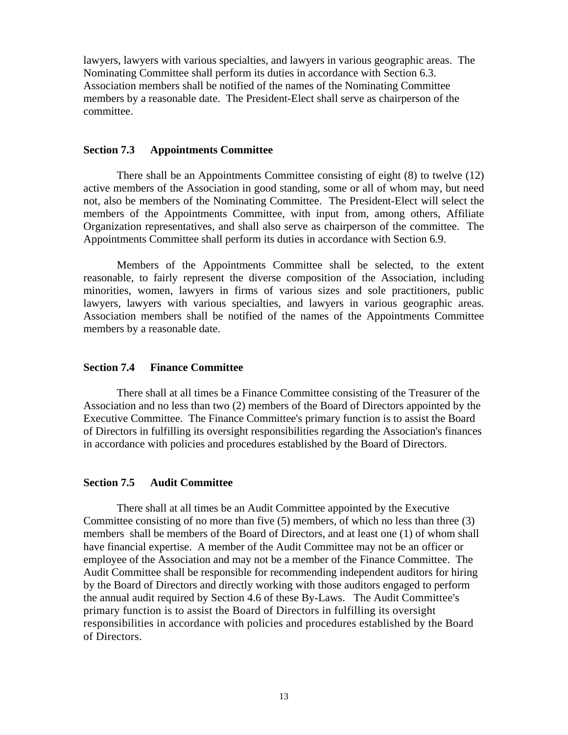lawyers, lawyers with various specialties, and lawyers in various geographic areas. The Nominating Committee shall perform its duties in accordance with Section 6.3. Association members shall be notified of the names of the Nominating Committee members by a reasonable date. The President-Elect shall serve as chairperson of the committee.

**Section 7.3 Appointments Committee**

There shall be an Appointments Committee consisting of eight (8) to twelve (12) active members of the Association in good standing, some or all of whom may, but need not, also be members of the Nominating Committee. The President-Elect will select the members of the Appointments Committee, with input from, among others, Affiliate Organization representatives, and shall also serve as chairperson of the committee. The Appointments Committee shall perform its duties in accordance with Section 6.9.

Members of the Appointments Committee shall be selected, to the extent reasonable, to fairly represent the diverse composition of the Association, including minorities, women, lawyers in firms of various sizes and sole practitioners, public lawyers, lawyers with various specialties, and lawyers in various geographic areas. Association members shall be notified of the names of the Appointments Committee members by a reasonable date.

**Section 7.4 Finance Committee**

There shall at all times be a Finance Committee consisting of the Treasurer of the Association and no less than two (2) members of the Board of Directors appointed by the Executive Committee. The Finance Committee's primary function is to assist the Board of Directors in fulfilling its oversight responsibilities regarding the Association's finances in accordance with policies and procedures established by the Board of Directors.

**Section 7.5 Audit Committee**

There shall at all times be an Audit Committee appointed by the Executive Committee consisting of no more than five (5) members, of which no less than three (3) members shall be members of the Board of Directors, and at least one (1) of whom shall have financial expertise. A member of the Audit Committee may not be an officer or employee of the Association and may not be a member of the Finance Committee. The Audit Committee shall be responsible for recommending independent auditors for hiring by the Board of Directors and directly working with those auditors engaged to perform the annual audit required by Section 4.6 of these By-Laws. The Audit Committee's primary function is to assist the Board of Directors in fulfilling its oversight responsibilities in accordance with policies and procedures established by the Board of Directors.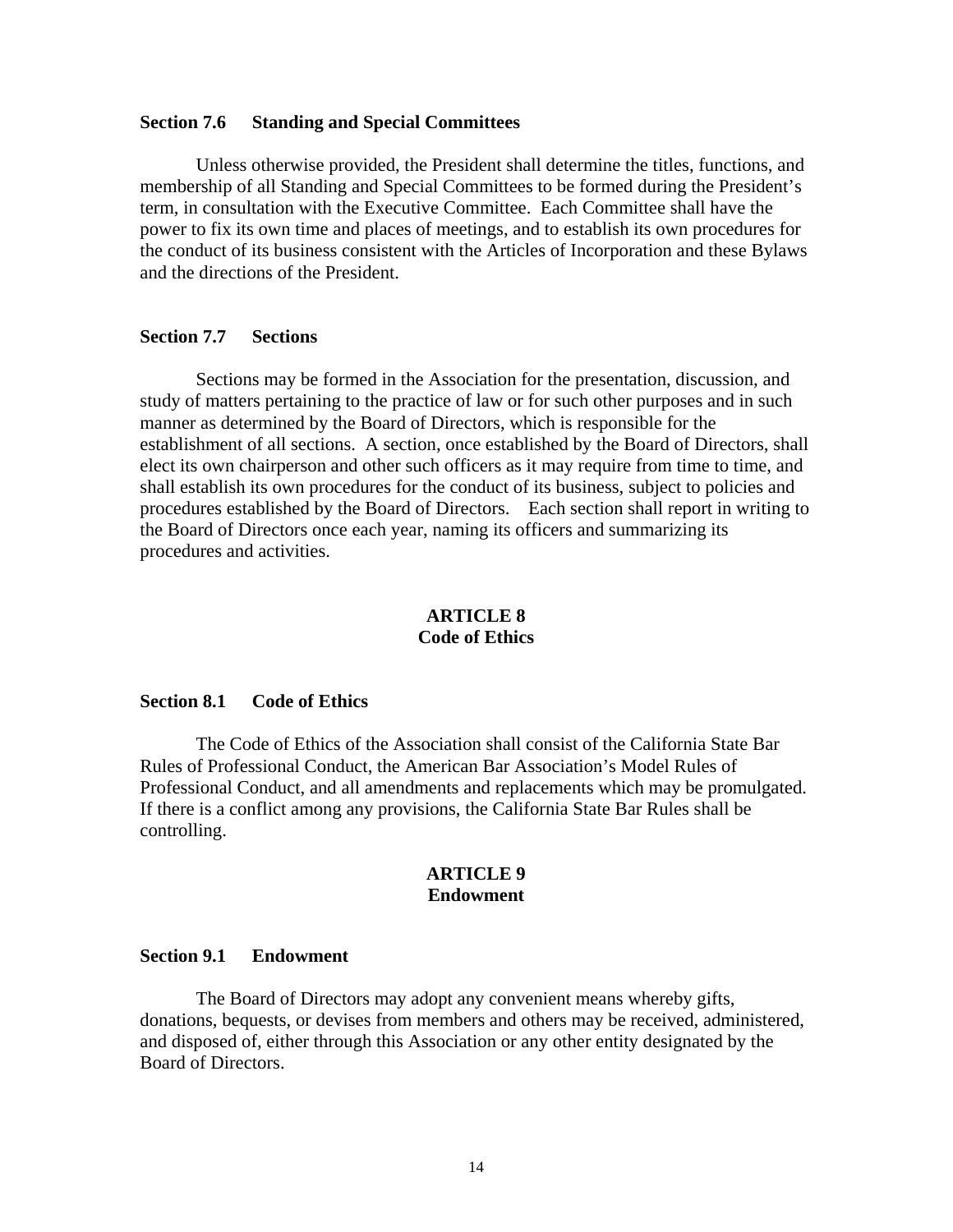### Section 7.6 Standing and Special Committees

Unless otherwise provided, the President shall determine the titles, functions, and membership of all Standing and Special Committees to be formed during the President's term, in consultation with the Executive Committee. Each Committee shall have the power to fix its own time and places of meetings, and to establish its own procedures for the conduct of its business consistent with the Articles of Incorporation and these Bylaws and the directions of the President.

### Section 7.7 Sections

Sections may be formed in the Association for the presentation, discussion, and study of matters pertaining to the practice of law or for such other purposes and in such manner as determined by the Board of Directors, which is responsible for the establishment of all sections. A section, once established by the Board of Directors, shall elect its own chairperson and other such officers as it may require from time to time, and shall establish its own procedures for the conduct of its business, subject to policies and procedures established by the Board of Directors. Each section shall report in writing to the Board of Directors once each year, naming its officers and summarizing its procedures and activities.

## ARTICLE 8
## Code of Ethics

### Section 8.1 Code of Ethics

The Code of Ethics of the Association shall consist of the California State Bar Rules of Professional Conduct, the American Bar Association's Model Rules of Professional Conduct, and all amendments and replacements which may be promulgated. If there is a conflict among any provisions, the California State Bar Rules shall be controlling.

## ARTICLE 9
## Endowment

### Section 9.1 Endowment

The Board of Directors may adopt any convenient means whereby gifts, donations, bequests, or devises from members and others may be received, administered, and disposed of, either through this Association or any other entity designated by the Board of Directors.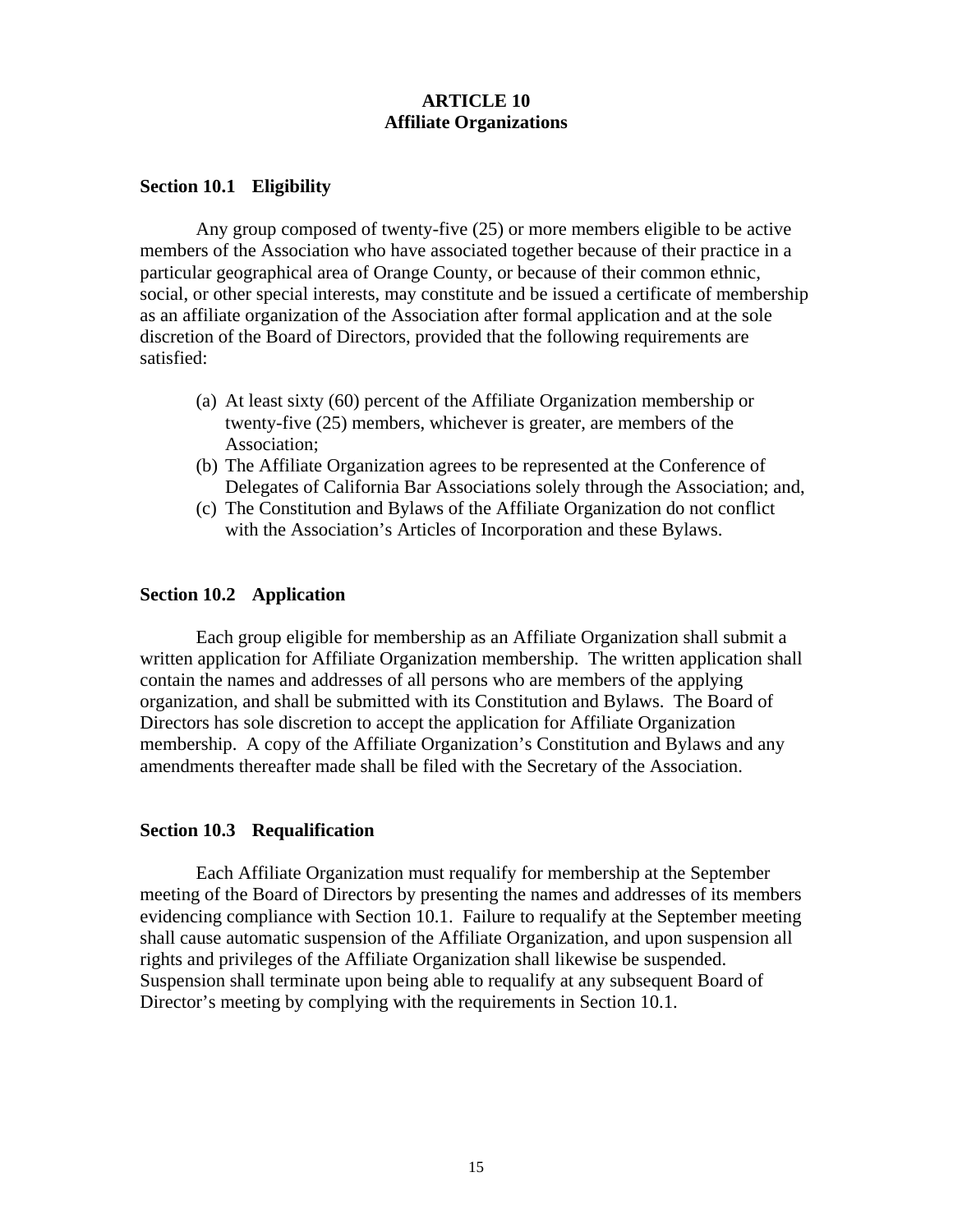# ARTICLE 10
## Affiliate Organizations

### Section 10.1 Eligibility

Any group composed of twenty-five (25) or more members eligible to be active members of the Association who have associated together because of their practice in a particular geographical area of Orange County, or because of their common ethnic, social, or other special interests, may constitute and be issued a certificate of membership as an affiliate organization of the Association after formal application and at the sole discretion of the Board of Directors, provided that the following requirements are satisfied:

(a) At least sixty (60) percent of the Affiliate Organization membership or twenty-five (25) members, whichever is greater, are members of the Association;
(b) The Affiliate Organization agrees to be represented at the Conference of Delegates of California Bar Associations solely through the Association; and,
(c) The Constitution and Bylaws of the Affiliate Organization do not conflict with the Association's Articles of Incorporation and these Bylaws.

### Section 10.2 Application

Each group eligible for membership as an Affiliate Organization shall submit a written application for Affiliate Organization membership. The written application shall contain the names and addresses of all persons who are members of the applying organization, and shall be submitted with its Constitution and Bylaws. The Board of Directors has sole discretion to accept the application for Affiliate Organization membership. A copy of the Affiliate Organization's Constitution and Bylaws and any amendments thereafter made shall be filed with the Secretary of the Association.

### Section 10.3 Requalification

Each Affiliate Organization must requalify for membership at the September meeting of the Board of Directors by presenting the names and addresses of its members evidencing compliance with Section 10.1. Failure to requalify at the September meeting shall cause automatic suspension of the Affiliate Organization, and upon suspension all rights and privileges of the Affiliate Organization shall likewise be suspended. Suspension shall terminate upon being able to requalify at any subsequent Board of Director's meeting by complying with the requirements in Section 10.1.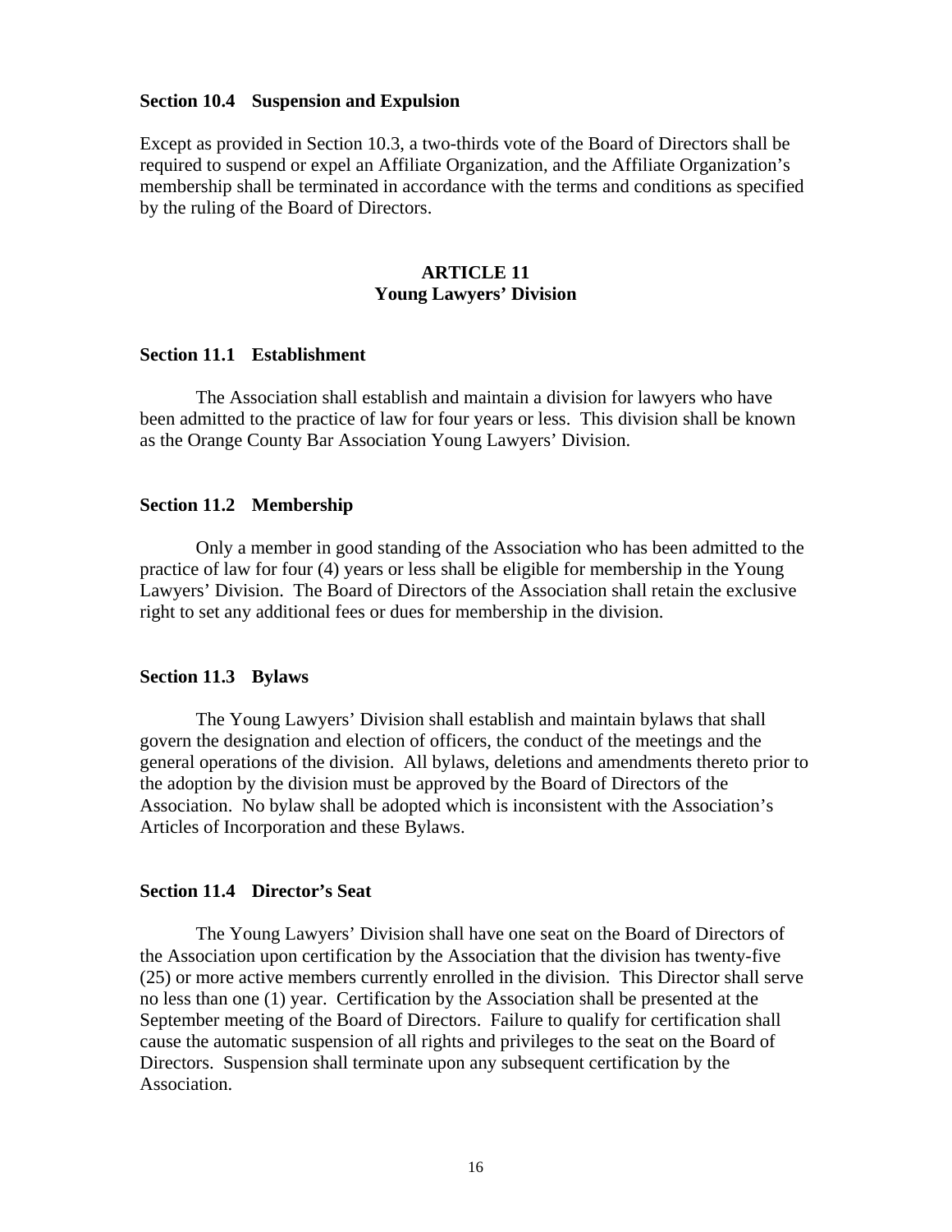### Section 10.4 Suspension and Expulsion

Except as provided in Section 10.3, a two-thirds vote of the Board of Directors shall be required to suspend or expel an Affiliate Organization, and the Affiliate Organization's membership shall be terminated in accordance with the terms and conditions as specified by the ruling of the Board of Directors.

## ARTICLE 11
## Young Lawyers' Division

### Section 11.1 Establishment

The Association shall establish and maintain a division for lawyers who have been admitted to the practice of law for four years or less. This division shall be known as the Orange County Bar Association Young Lawyers' Division.

### Section 11.2 Membership

Only a member in good standing of the Association who has been admitted to the practice of law for four (4) years or less shall be eligible for membership in the Young Lawyers' Division. The Board of Directors of the Association shall retain the exclusive right to set any additional fees or dues for membership in the division.

### Section 11.3 Bylaws

The Young Lawyers' Division shall establish and maintain bylaws that shall govern the designation and election of officers, the conduct of the meetings and the general operations of the division. All bylaws, deletions and amendments thereto prior to the adoption by the division must be approved by the Board of Directors of the Association. No bylaw shall be adopted which is inconsistent with the Association's Articles of Incorporation and these Bylaws.

### Section 11.4 Director's Seat

The Young Lawyers' Division shall have one seat on the Board of Directors of the Association upon certification by the Association that the division has twenty-five (25) or more active members currently enrolled in the division. This Director shall serve no less than one (1) year. Certification by the Association shall be presented at the September meeting of the Board of Directors. Failure to qualify for certification shall cause the automatic suspension of all rights and privileges to the seat on the Board of Directors. Suspension shall terminate upon any subsequent certification by the Association.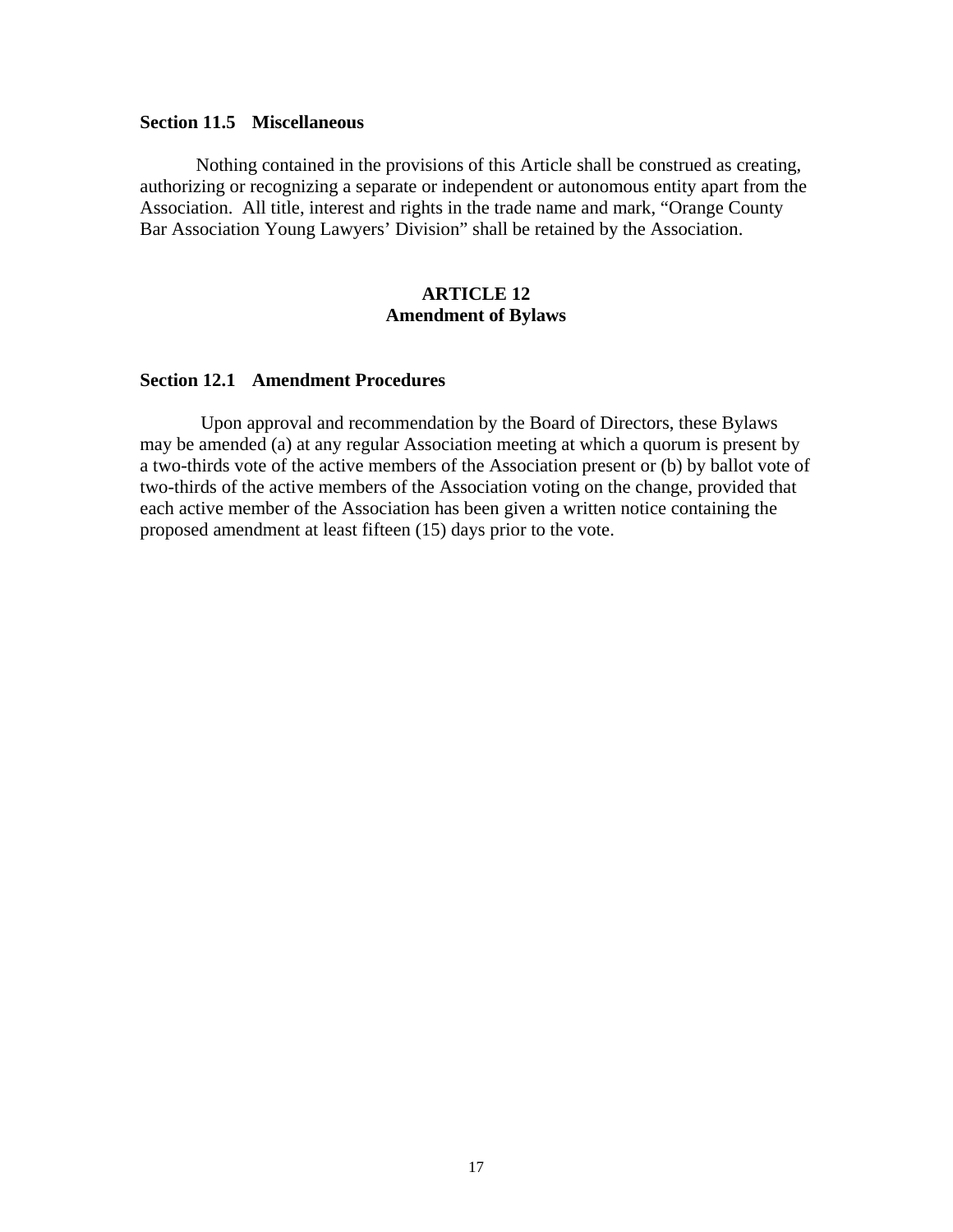### Section 11.5 Miscellaneous

Nothing contained in the provisions of this Article shall be construed as creating, authorizing or recognizing a separate or independent or autonomous entity apart from the Association. All title, interest and rights in the trade name and mark, "Orange County Bar Association Young Lawyers' Division" shall be retained by the Association.

## ARTICLE 12
## Amendment of Bylaws

### Section 12.1 Amendment Procedures

Upon approval and recommendation by the Board of Directors, these Bylaws may be amended (a) at any regular Association meeting at which a quorum is present by a two-thirds vote of the active members of the Association present or (b) by ballot vote of two-thirds of the active members of the Association voting on the change, provided that each active member of the Association has been given a written notice containing the proposed amendment at least fifteen (15) days prior to the vote.